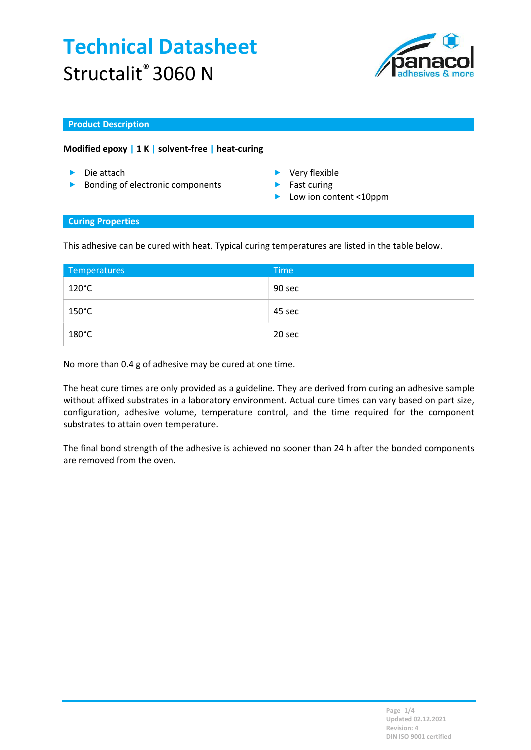# Technical Datasheet

## Structalit® 3060 N

### Product Description

**Modified epoxy | 1 K | solvent-free | heat-curing**

- Die attach
- Bonding of electronic components
- Very flexible
- Fast curing
- Low ion content <10ppm

### Curing Properties

This adhesive can be cured with heat. Typical curing temperatures are listed in the table below.

| Temperatures | Time |
|---|---|
| 120°C | 90 sec |
| 150°C | 45 sec |
| 180°C | 20 sec |

No more than 0.4 g of adhesive may be cured at one time.

The heat cure times are only provided as a guideline. They are derived from curing an adhesive sample without affixed substrates in a laboratory environment. Actual cure times can vary based on part size, configuration, adhesive volume, temperature control, and the time required for the component substrates to attain oven temperature.

The final bond strength of the adhesive is achieved no sooner than 24 h after the bonded components are removed from the oven.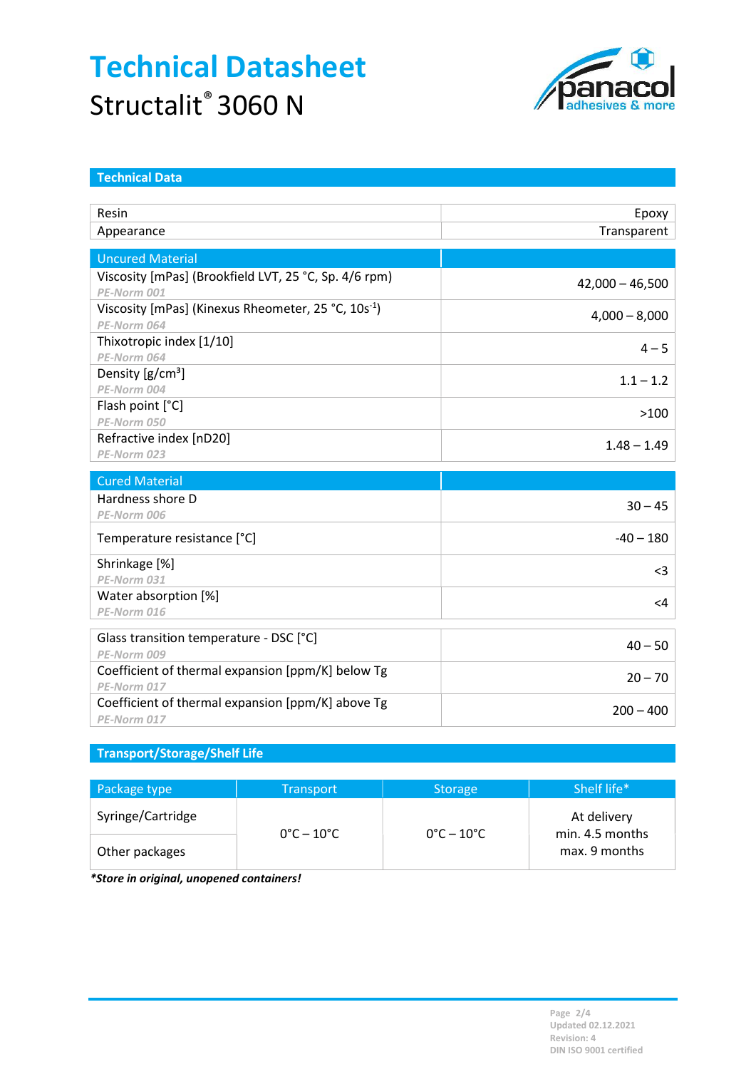# Technical Datasheet

Structalit® 3060 N

## Technical Data

| | |
|---|---|
| Resin | Epoxy |
| Appearance | Transparent |

| Uncured Material | |
|---|---|
| Viscosity [mPas] (Brookfield LVT, 25 °C, Sp. 4/6 rpm) *PE-Norm 001* | 42,000 – 46,500 |
| Viscosity [mPas] (Kinexus Rheometer, 25 °C, 10s$^{-1}$) *PE-Norm 064* | 4,000 – 8,000 |
| Thixotropic index [1/10] *PE-Norm 064* | 4 – 5 |
| Density [g/cm³] *PE-Norm 004* | 1.1 – 1.2 |
| Flash point [°C] *PE-Norm 050* | >100 |
| Refractive index [nD20] *PE-Norm 023* | 1.48 – 1.49 |

| Cured Material | |
|---|---|
| Hardness shore D *PE-Norm 006* | 30 – 45 |
| Temperature resistance [°C] | -40 – 180 |
| Shrinkage [%] *PE-Norm 031* | <3 |
| Water absorption [%] *PE-Norm 016* | <4 |

| | |
|---|---|
| Glass transition temperature - DSC [°C] *PE-Norm 009* | 40 – 50 |
| Coefficient of thermal expansion [ppm/K] below Tg *PE-Norm 017* | 20 – 70 |
| Coefficient of thermal expansion [ppm/K] above Tg *PE-Norm 017* | 200 – 400 |

## Transport/Storage/Shelf Life

| Package type | Transport | Storage | Shelf life* |
|---|---|---|---|
| Syringe/Cartridge | 0°C – 10°C | 0°C – 10°C | At delivery min. 4.5 months max. 9 months |
| Other packages | | | |

***Store in original, unopened containers!***

Updated 02.12.2021
Revision: 4
DIN ISO 9001 certified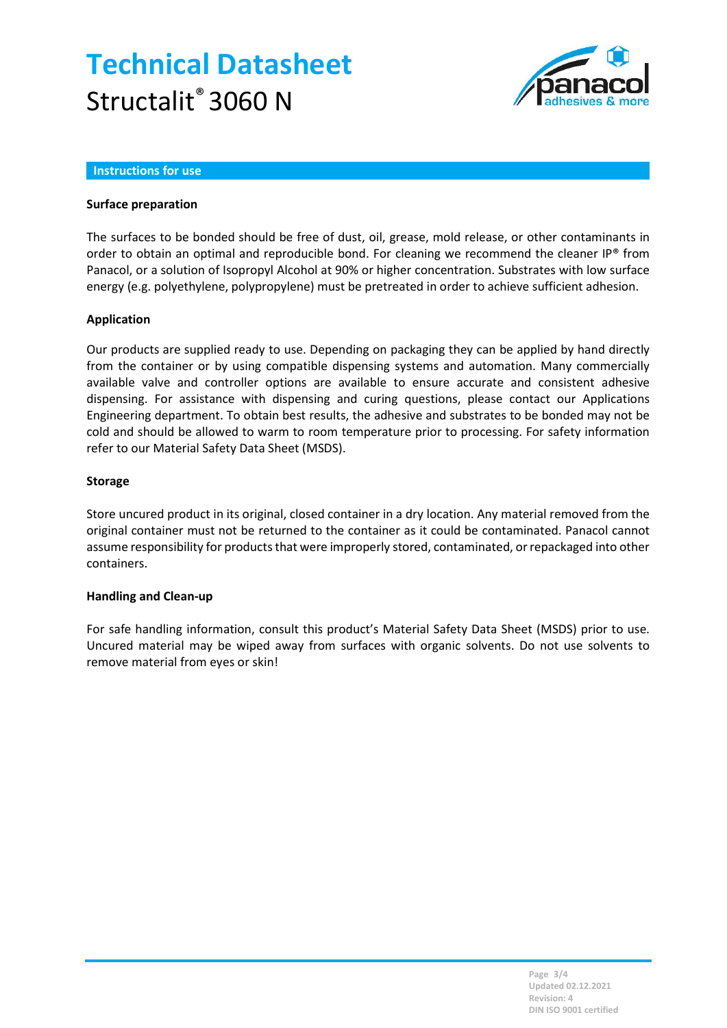# Technical Datasheet

Structalit® 3060 N

## Instructions for use

### Surface preparation

The surfaces to be bonded should be free of dust, oil, grease, mold release, or other contaminants in order to obtain an optimal and reproducible bond. For cleaning we recommend the cleaner IP® from Panacol, or a solution of Isopropyl Alcohol at 90% or higher concentration. Substrates with low surface energy (e.g. polyethylene, polypropylene) must be pretreated in order to achieve sufficient adhesion.

### Application

Our products are supplied ready to use. Depending on packaging they can be applied by hand directly from the container or by using compatible dispensing systems and automation. Many commercially available valve and controller options are available to ensure accurate and consistent adhesive dispensing. For assistance with dispensing and curing questions, please contact our Applications Engineering department. To obtain best results, the adhesive and substrates to be bonded may not be cold and should be allowed to warm to room temperature prior to processing. For safety information refer to our Material Safety Data Sheet (MSDS).

### Storage

Store uncured product in its original, closed container in a dry location. Any material removed from the original container must not be returned to the container as it could be contaminated. Panacol cannot assume responsibility for products that were improperly stored, contaminated, or repackaged into other containers.

### Handling and Clean-up

For safe handling information, consult this product's Material Safety Data Sheet (MSDS) prior to use. Uncured material may be wiped away from surfaces with organic solvents. Do not use solvents to remove material from eyes or skin!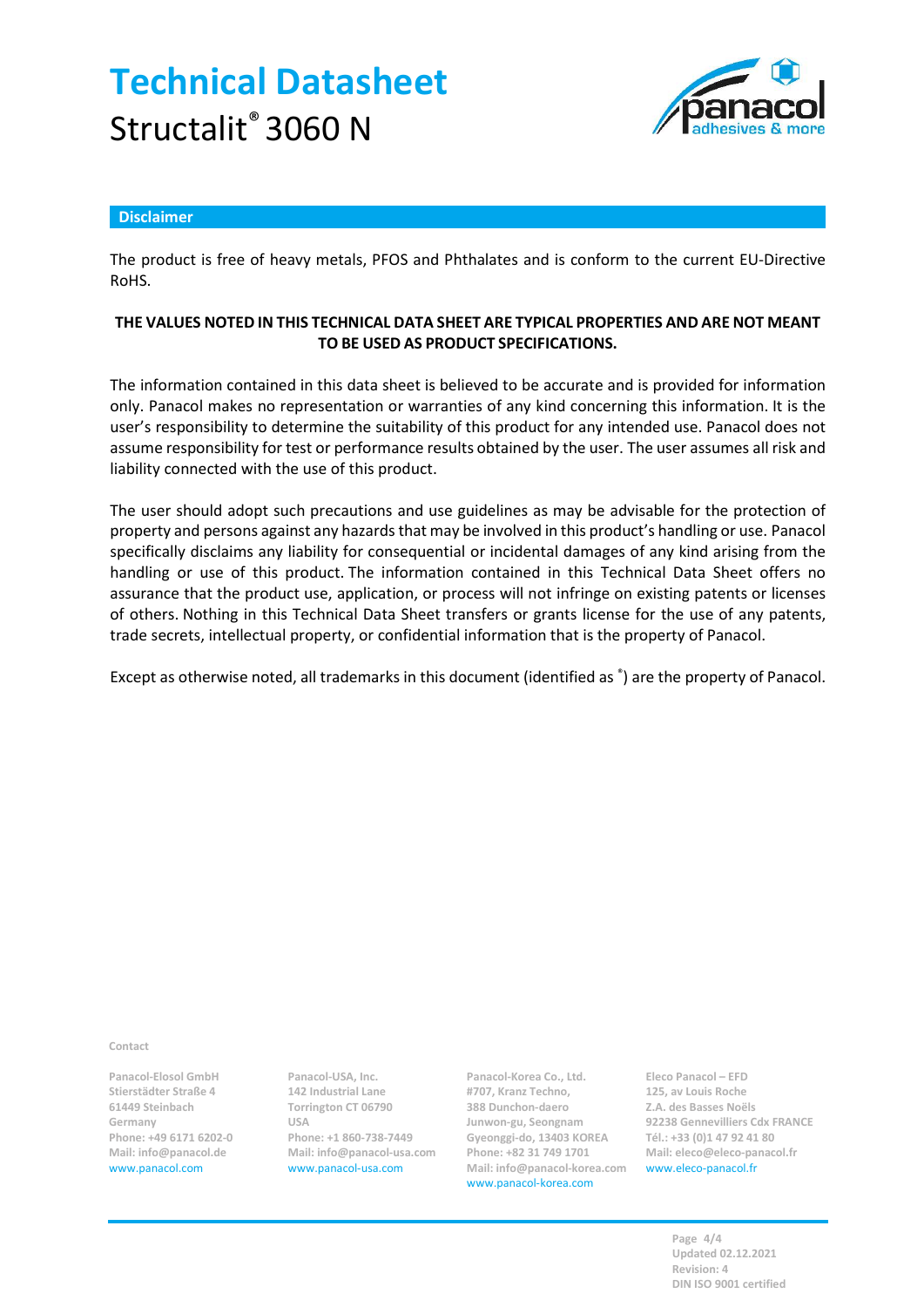# Technical Datasheet

Structalit® 3060 N

## Disclaimer

The product is free of heavy metals, PFOS and Phthalates and is conform to the current EU-Directive RoHS.

**THE VALUES NOTED IN THIS TECHNICAL DATA SHEET ARE TYPICAL PROPERTIES AND ARE NOT MEANT TO BE USED AS PRODUCT SPECIFICATIONS.**

The information contained in this data sheet is believed to be accurate and is provided for information only. Panacol makes no representation or warranties of any kind concerning this information. It is the user's responsibility to determine the suitability of this product for any intended use. Panacol does not assume responsibility for test or performance results obtained by the user. The user assumes all risk and liability connected with the use of this product.

The user should adopt such precautions and use guidelines as may be advisable for the protection of property and persons against any hazards that may be involved in this product's handling or use. Panacol specifically disclaims any liability for consequential or incidental damages of any kind arising from the handling or use of this product. The information contained in this Technical Data Sheet offers no assurance that the product use, application, or process will not infringe on existing patents or licenses of others. Nothing in this Technical Data Sheet transfers or grants license for the use of any patents, trade secrets, intellectual property, or confidential information that is the property of Panacol.

Except as otherwise noted, all trademarks in this document (identified as ®) are the property of Panacol.

Contact

Panacol-Elosol GmbH
Stierstädter Straße 4
61449 Steinbach
Germany
Phone: +49 6171 6202-0
Mail: info@panacol.de
www.panacol.com

Panacol-USA, Inc.
142 Industrial Lane
Torrington CT 06790
USA
Phone: +1 860-738-7449
Mail: info@panacol-usa.com
www.panacol-usa.com

Panacol-Korea Co., Ltd.
#707, Kranz Techno,
388 Dunchon-daero
Junwon-gu, Seongnam
Gyeonggi-do, 13403 KOREA
Phone: +82 31 749 1701
Mail: info@panacol-korea.com
www.panacol-korea.com

Eleco Panacol – EFD
125, av Louis Roche
Z.A. des Basses Noëls
92238 Gennevilliers Cdx FRANCE
Tél.: +33 (0)1 47 92 41 80
Mail: eleco@eleco-panacol.fr
www.eleco-panacol.fr

Updated 02.12.2021
Revision: 4
DIN ISO 9001 certified